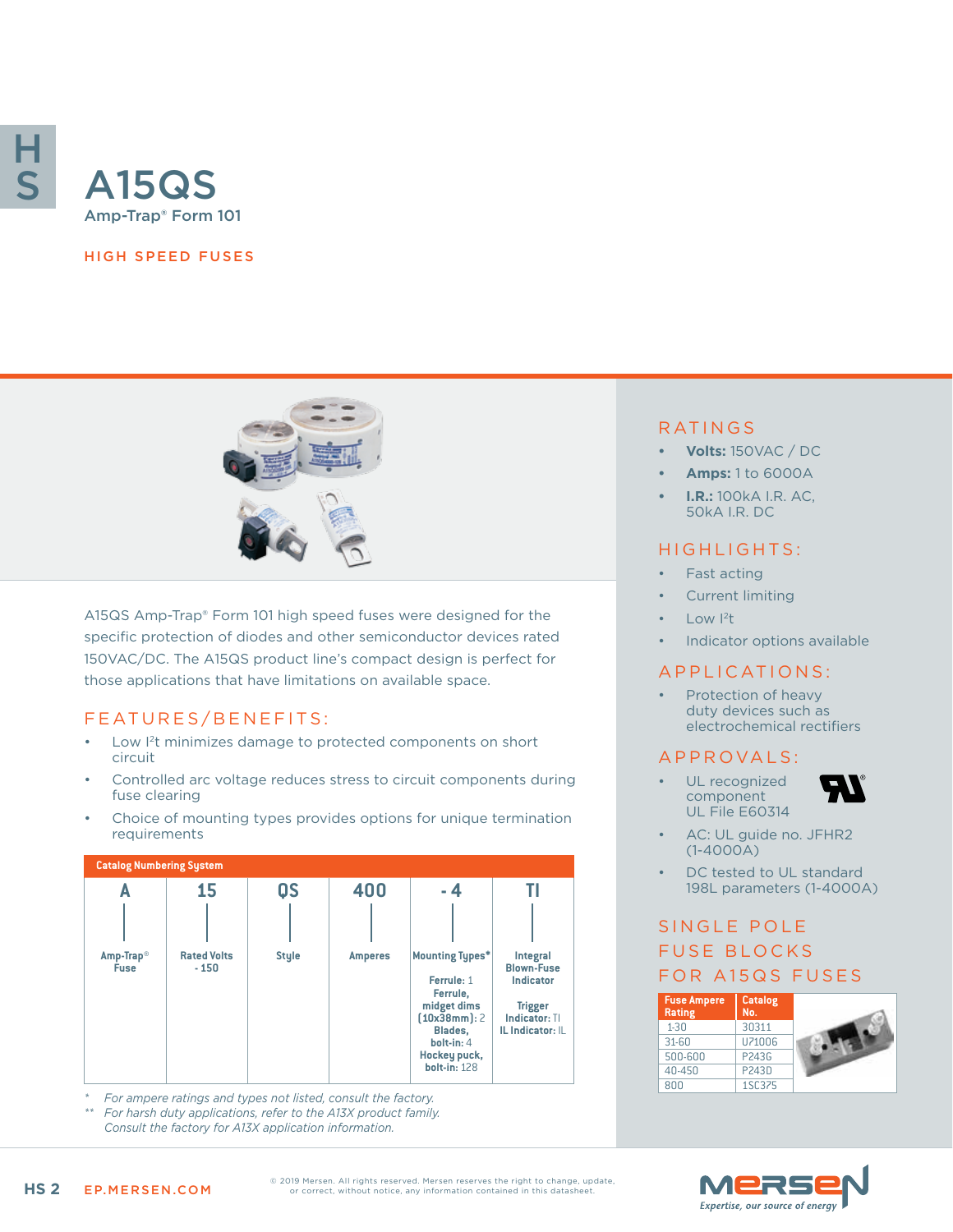# A15QS

Amp-Trap® Form 101

HIGH SPEED FUSES

A15QS Amp-Trap® Form 101 high speed fuses were designed for the specific protection of diodes and other semiconductor devices rated 150VAC/DC. The A15QS product line's compact design is perfect for those applications that have limitations on available space.

## FEATURES/BENEFITS:

- Low $I^2t$ minimizes damage to protected components on short circuit
- Controlled arc voltage reduces stress to circuit components during fuse clearing
- Choice of mounting types provides options for unique termination requirements

**Catalog Numbering System**

| A | 15 | QS | 400 | - 4 | TI |
|---|---|---|---|---|---|
| Amp-Trap® Fuse | Rated Volts - 150 | Style | Amperes | Mounting Types* Ferrule: 1 Ferrule, midget dims (10x38mm): 2 Blades, bolt-in: 4 Hockey puck, bolt-in: 128 | Integral Blown-Fuse Indicator Trigger Indicator: TI IL Indicator: IL |

\* For ampere ratings and types not listed, consult the factory.

\*\* For harsh duty applications, refer to the A13X product family. Consult the factory for A13X application information.

## RATINGS

- **Volts:** 150VAC / DC
- **Amps:** 1 to 6000A
- **I.R.:** 100kA I.R. AC, 50kA I.R. DC

## HIGHLIGHTS:

- Fast acting
- Current limiting
- Low $I^2t$
- Indicator options available

## APPLICATIONS:

- Protection of heavy duty devices such as electrochemical rectifiers

## APPROVALS:

- UL recognized component UL File E60314
- AC: UL guide no. JFHR2 (1-4000A)
- DC tested to UL standard 198L parameters (1-4000A)

## SINGLE POLE FUSE BLOCKS FOR A15QS FUSES

| Fuse Ampere Rating | Catalog No. |
|---|---|
| 1-30 | 30311 |
| 31-60 | U71006 |
| 500-600 | P243G |
| 40-450 | P243D |
| 800 | 1SC375 |

© 2019 Mersen. All rights reserved. Mersen reserves the right to change, update, or correct, without notice, any information contained in this datasheet.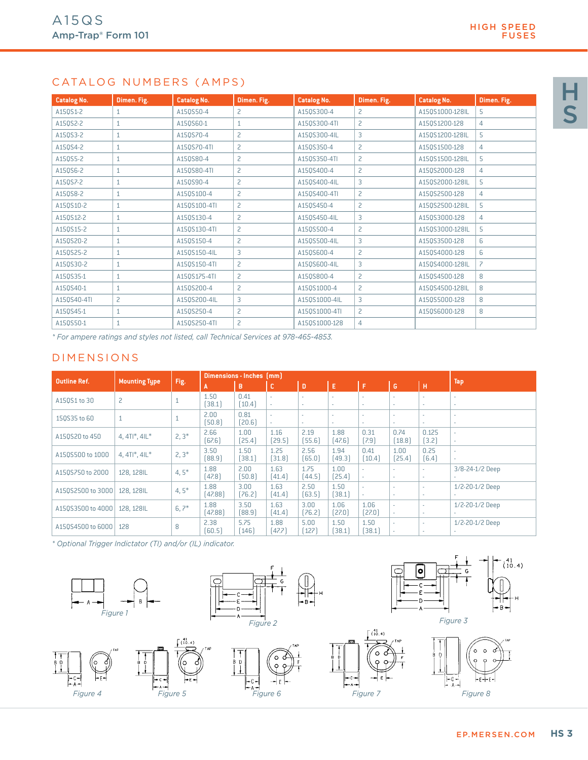# A15QS

**Amp-Trap® Form 101**

HIGH SPEED FUSES

## CATALOG NUMBERS (AMPS)

| Catalog No. | Dimen. Fig. | Catalog No. | Dimen. Fig. | Catalog No. | Dimen. Fig. | Catalog No. | Dimen. Fig. |
|---|---|---|---|---|---|---|---|
| A15QS1-2 | 1 | A15QS50-4 | 2 | A15QS300-4 | 2 | A15QS1000-128IL | 5 |
| A15QS2-2 | 1 | A15QS60-1 | 1 | A15QS300-4TI | 2 | A15QS1200-128 | 4 |
| A15QS3-2 | 1 | A15QS70-4 | 2 | A15QS300-4IL | 3 | A15QS1200-128IL | 5 |
| A15QS4-2 | 1 | A15QS70-4TI | 2 | A15QS350-4 | 2 | A15QS1500-128 | 4 |
| A15QS5-2 | 1 | A15QS80-4 | 2 | A15QS350-4TI | 2 | A15QS1500-128IL | 5 |
| A15QS6-2 | 1 | A15QS80-4TI | 2 | A15QS400-4 | 2 | A15QS2000-128 | 4 |
| A15QS7-2 | 1 | A15QS90-4 | 2 | A15QS400-4IL | 3 | A15QS2000-128IL | 5 |
| A15QS8-2 | 1 | A15QS100-4 | 2 | A15QS400-4TI | 2 | A15QS2500-128 | 4 |
| A15QS10-2 | 1 | A15QS100-4TI | 2 | A15QS450-4 | 2 | A15QS2500-128IL | 5 |
| A15QS12-2 | 1 | A15QS130-4 | 2 | A15QS450-4IL | 3 | A15QS3000-128 | 4 |
| A15QS15-2 | 1 | A15QS130-4TI | 2 | A15QS500-4 | 2 | A15QS3000-128IL | 5 |
| A15QS20-2 | 1 | A15QS150-4 | 2 | A15QS500-4IL | 3 | A15QS3500-128 | 6 |
| A15QS25-2 | 1 | A15QS150-4IL | 3 | A15QS600-4 | 2 | A15QS4000-128 | 6 |
| A15QS30-2 | 1 | A15QS150-4TI | 2 | A15QS600-4IL | 3 | A15QS4000-128IL | 7 |
| A15QS35-1 | 1 | A15QS175-4TI | 2 | A15QS800-4 | 2 | A15QS4500-128 | 8 |
| A15QS40-1 | 1 | A15QS200-4 | 2 | A15QS1000-4 | 2 | A15QS4500-128IL | 8 |
| A15QS40-4TI | 2 | A15QS200-4IL | 3 | A15QS1000-4IL | 3 | A15QS5000-128 | 8 |
| A15QS45-1 | 1 | A15QS250-4 | 2 | A15QS1000-4TI | 2 | A15QS6000-128 | 8 |
| A15QS50-1 | 1 | A15QS250-4TI | 2 | A15QS1000-128 | 4 | | |

*\* For ampere ratings and styles not listed, call Technical Services at 978-465-4853.*

## DIMENSIONS

| Outline Ref. | Mounting Type | Fig. | Dimensions - Inches (mm) A | B | C | D | E | F | G | H | Tap |
|---|---|---|---|---|---|---|---|---|---|---|---|
| A15QS1 to 30 | 2 | 1 | 1.50 (38.1) | 0.41 (10.4) | - | - | - | - | - | - | - |
| 15QS35 to 60 | 1 | 1 | 2.00 (50.8) | 0.81 (20.6) | - | - | - | - | - | - | - |
| A15QS20 to 450 | 4, 4TI*, 4IL* | 2, 3* | 2.66 (67.6) | 1.00 (25.4) | 1.16 (29.5) | 2.19 (55.6) | 1.88 (47.6) | 0.31 (7.9) | 0.74 (18.8) | 0.125 (3.2) | - |
| A15QS500 to 1000 | 4, 4TI*, 4IL* | 2, 3* | 3.50 (88.9) | 1.50 (38.1) | 1.25 (31.8) | 2.56 (65.0) | 1.94 (49.3) | 0.41 (10.4) | 1.00 (25.4) | 0.25 (6.4) | - |
| A15QS750 to 2000 | 128, 128IL | 4, 5* | 1.88 (47.8) | 2.00 (50.8) | 1.63 (41.4) | 1.75 (44.5) | 1.00 (25.4) | - | - | - | 3/8-24-1/2 Deep |
| A15QS2500 to 3000 | 128, 128IL | 4, 5* | 1.88 (47.88) | 3.00 (76.2) | 1.63 (41.4) | 2.50 (63.5) | 1.50 (38.1) | - | - | - | 1/2-20-1/2 Deep |
| A15QS3500 to 4000 | 128, 128IL | 6, 7* | 1.88 (47.88) | 3.50 (88.9) | 1.63 (41.4) | 3.00 (76.2) | 1.06 (27.0) | 1.06 (27.0) | - | - | 1/2-20-1/2 Deep |
| A15QS4500 to 6000 | 128 | 8 | 2.38 (60.5) | 5.75 (146) | 1.88 (47.7) | 5.00 (127) | 1.50 (38.1) | 1.50 (38.1) | - | - | 1/2-20-1/2 Deep |

*\* Optional Trigger Indictator (TI) and/or (IL) indicator.*

Figure 1

Figure 2

Figure 3

Figure 4

Figure 5

Figure 6

Figure 7

Figure 8

EP.MERSEN.COM